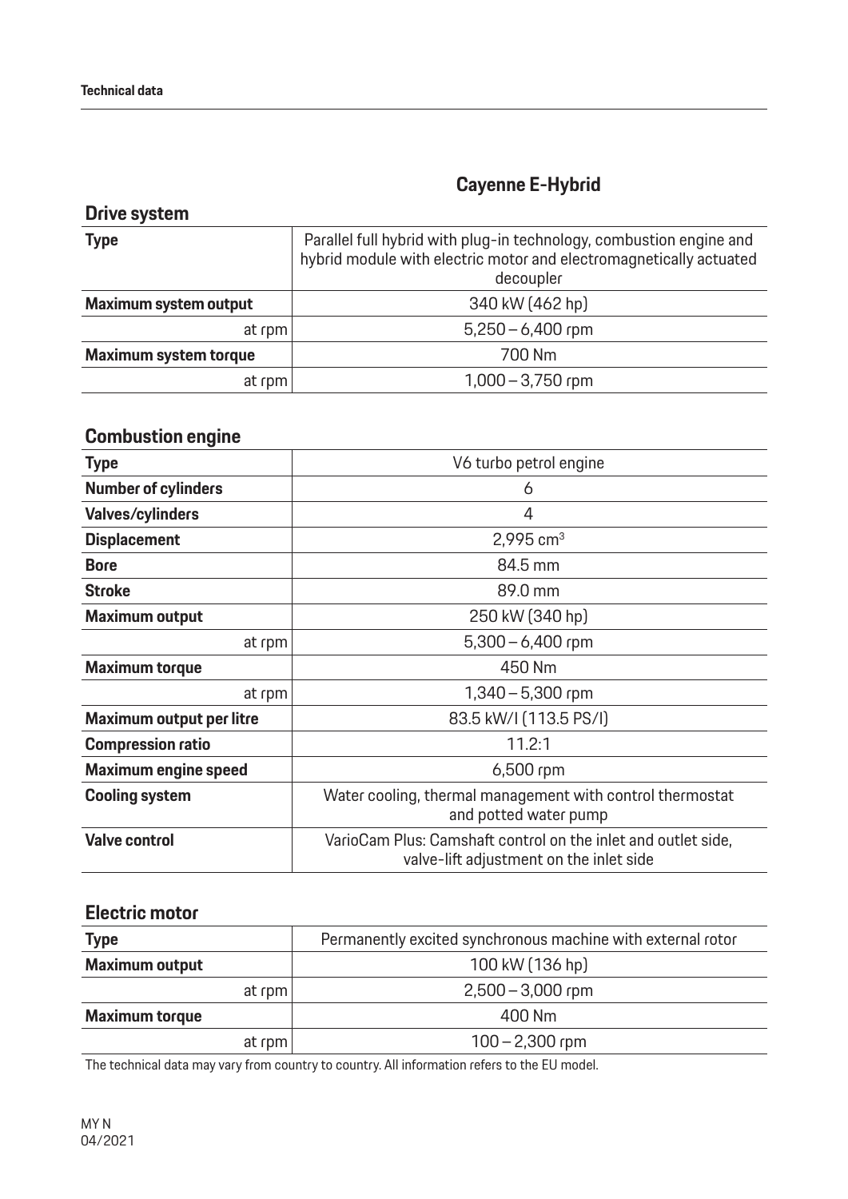## Cayenne E-Hybrid

### Drive system

| | |
|---|---|
| **Type** | Parallel full hybrid with plug-in technology, combustion engine and hybrid module with electric motor and electromagnetically actuated decoupler |
| **Maximum system output** | 340 kW (462 hp) |
| at rpm | 5,250 – 6,400 rpm |
| **Maximum system torque** | 700 Nm |
| at rpm | 1,000 – 3,750 rpm |

### Combustion engine

| | |
|---|---|
| **Type** | V6 turbo petrol engine |
| **Number of cylinders** | 6 |
| **Valves/cylinders** | 4 |
| **Displacement** | 2,995 $cm^3$ |
| **Bore** | 84.5 mm |
| **Stroke** | 89.0 mm |
| **Maximum output** | 250 kW (340 hp) |
| at rpm | 5,300 – 6,400 rpm |
| **Maximum torque** | 450 Nm |
| at rpm | 1,340 – 5,300 rpm |
| **Maximum output per litre** | 83.5 kW/l (113.5 PS/l) |
| **Compression ratio** | 11.2:1 |
| **Maximum engine speed** | 6,500 rpm |
| **Cooling system** | Water cooling, thermal management with control thermostat and potted water pump |
| **Valve control** | VarioCam Plus: Camshaft control on the inlet and outlet side, valve-lift adjustment on the inlet side |

### Electric motor

| | |
|---|---|
| **Type** | Permanently excited synchronous machine with external rotor |
| **Maximum output** | 100 kW (136 hp) |
| at rpm | 2,500 – 3,000 rpm |
| **Maximum torque** | 400 Nm |
| at rpm | 100 – 2,300 rpm |

The technical data may vary from country to country. All information refers to the EU model.

MY N
04/2021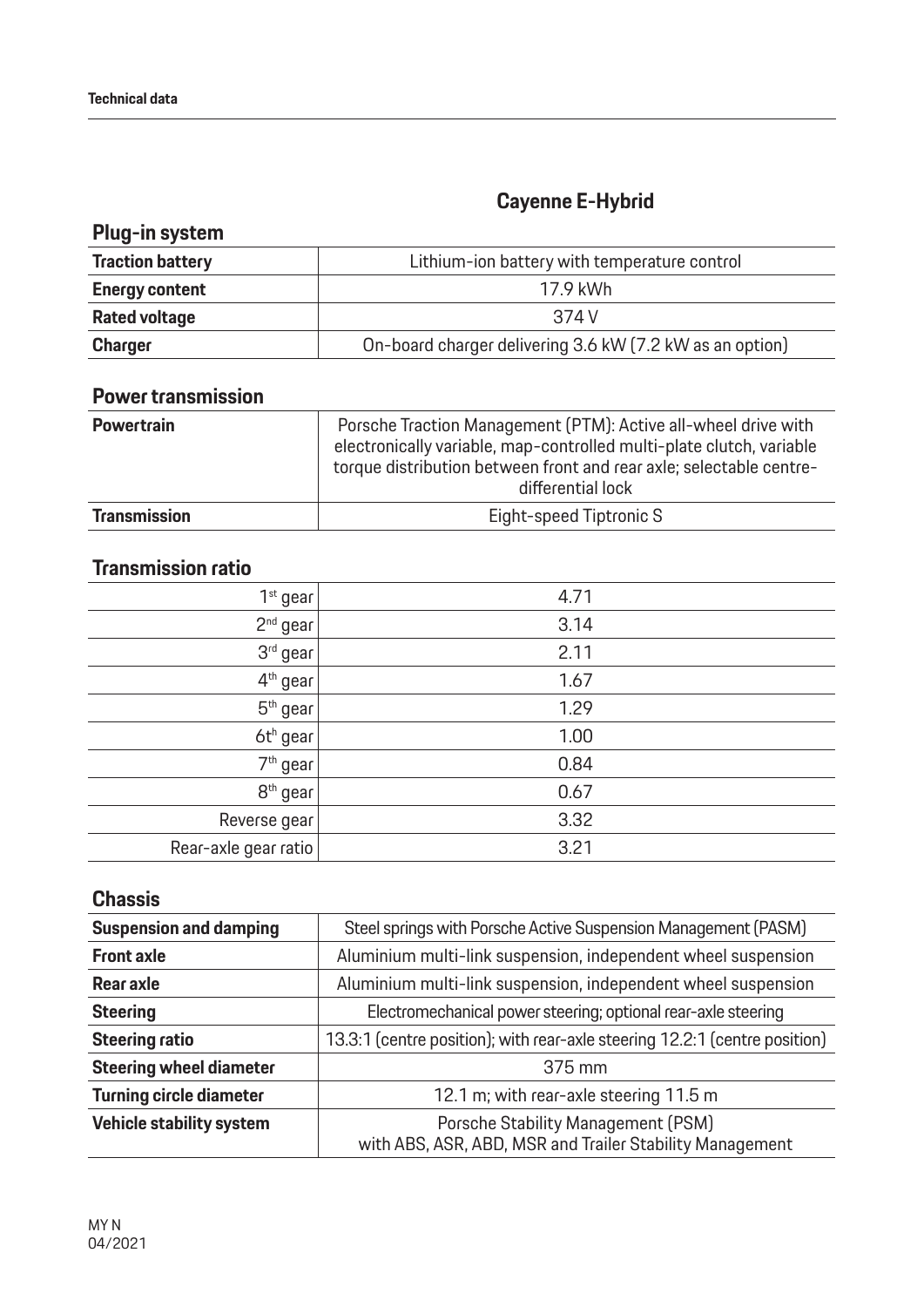## Cayenne E-Hybrid

### Plug-in system

| | |
|---|---|
| **Traction battery** | Lithium-ion battery with temperature control |
| **Energy content** | 17.9 kWh |
| **Rated voltage** | 374 V |
| **Charger** | On-board charger delivering 3.6 kW (7.2 kW as an option) |

### Power transmission

| | |
|---|---|
| **Powertrain** | Porsche Traction Management (PTM): Active all-wheel drive with electronically variable, map-controlled multi-plate clutch, variable torque distribution between front and rear axle; selectable centre-differential lock |
| **Transmission** | Eight-speed Tiptronic S |

### Transmission ratio

| | |
|---|---|
| 1st gear | 4.71 |
| 2nd gear | 3.14 |
| 3rd gear | 2.11 |
| 4th gear | 1.67 |
| 5th gear | 1.29 |
| 6th gear | 1.00 |
| 7th gear | 0.84 |
| 8th gear | 0.67 |
| Reverse gear | 3.32 |
| Rear-axle gear ratio | 3.21 |

### Chassis

| | |
|---|---|
| **Suspension and damping** | Steel springs with Porsche Active Suspension Management (PASM) |
| **Front axle** | Aluminium multi-link suspension, independent wheel suspension |
| **Rear axle** | Aluminium multi-link suspension, independent wheel suspension |
| **Steering** | Electromechanical power steering; optional rear-axle steering |
| **Steering ratio** | 13.3:1 (centre position); with rear-axle steering 12.2:1 (centre position) |
| **Steering wheel diameter** | 375 mm |
| **Turning circle diameter** | 12.1 m; with rear-axle steering 11.5 m |
| **Vehicle stability system** | Porsche Stability Management (PSM) with ABS, ASR, ABD, MSR and Trailer Stability Management |

MY N
04/2021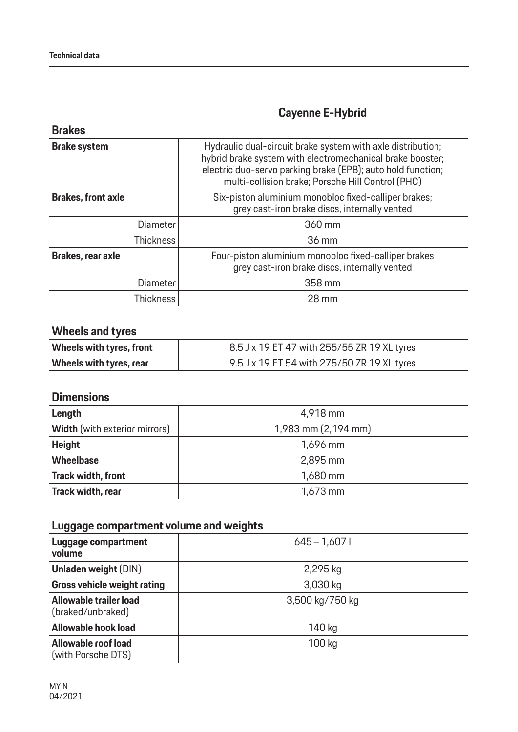## Cayenne E-Hybrid

### Brakes

| | |
|---|---|
| **Brake system** | Hydraulic dual-circuit brake system with axle distribution; hybrid brake system with electromechanical brake booster; electric duo-servo parking brake (EPB); auto hold function; multi-collision brake; Porsche Hill Control (PHC) |
| **Brakes, front axle** | Six-piston aluminium monobloc fixed-calliper brakes; grey cast-iron brake discs, internally vented |
| Diameter | 360 mm |
| Thickness | 36 mm |
| **Brakes, rear axle** | Four-piston aluminium monobloc fixed-calliper brakes; grey cast-iron brake discs, internally vented |
| Diameter | 358 mm |
| Thickness | 28 mm |

### Wheels and tyres

| | |
|---|---|
| **Wheels with tyres, front** | 8.5 J x 19 ET 47 with 255/55 ZR 19 XL tyres |
| **Wheels with tyres, rear** | 9.5 J x 19 ET 54 with 275/50 ZR 19 XL tyres |

### Dimensions

| | |
|---|---|
| **Length** | 4,918 mm |
| **Width** (with exterior mirrors) | 1,983 mm (2,194 mm) |
| **Height** | 1,696 mm |
| **Wheelbase** | 2,895 mm |
| **Track width, front** | 1,680 mm |
| **Track width, rear** | 1,673 mm |

### Luggage compartment volume and weights

| | |
|---|---|
| **Luggage compartment volume** | 645 – 1,607 l |
| **Unladen weight** (DIN) | 2,295 kg |
| **Gross vehicle weight rating** | 3,030 kg |
| **Allowable trailer load** (braked/unbraked) | 3,500 kg/750 kg |
| **Allowable hook load** | 140 kg |
| **Allowable roof load** (with Porsche DTS) | 100 kg |

MY N
04/2021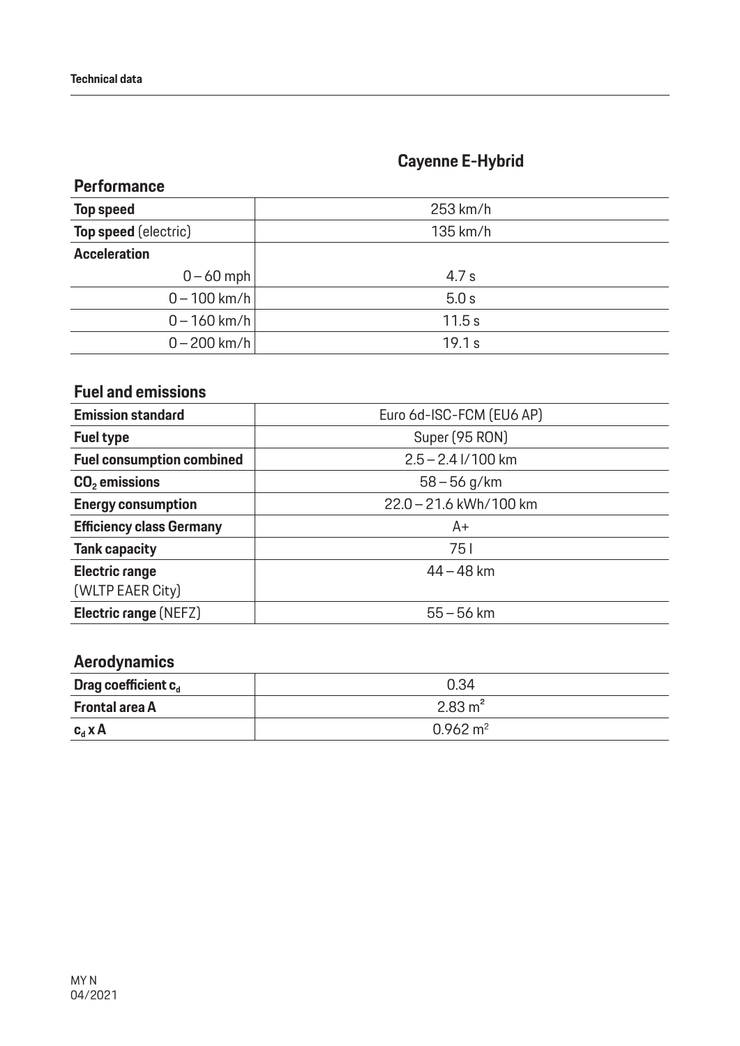## Cayenne E-Hybrid

### Performance

| | Cayenne E-Hybrid |
|---|---|
| **Top speed** | 253 km/h |
| **Top speed** (electric) | 135 km/h |
| **Acceleration** | |
| 0 – 60 mph | 4.7 s |
| 0 – 100 km/h | 5.0 s |
| 0 – 160 km/h | 11.5 s |
| 0 – 200 km/h | 19.1 s |

### Fuel and emissions

| | |
|---|---|
| **Emission standard** | Euro 6d-ISC-FCM (EU6 AP) |
| **Fuel type** | Super (95 RON) |
| **Fuel consumption combined** | 2.5 – 2.4 l/100 km |
| **$CO_2$ emissions** | 58 – 56 g/km |
| **Energy consumption** | 22.0 – 21.6 kWh/100 km |
| **Efficiency class Germany** | A+ |
| **Tank capacity** | 75 l |
| **Electric range** (WLTP EAER City) | 44 – 48 km |
| **Electric range** (NEFZ) | 55 – 56 km |

### Aerodynamics

| | |
|---|---|
| **Drag coefficient $c_d$** | 0.34 |
| **Frontal area A** | 2.83 $m^2$ |
| **$c_d$ x A** | 0.962 $m^2$ |

MY N
04/2021